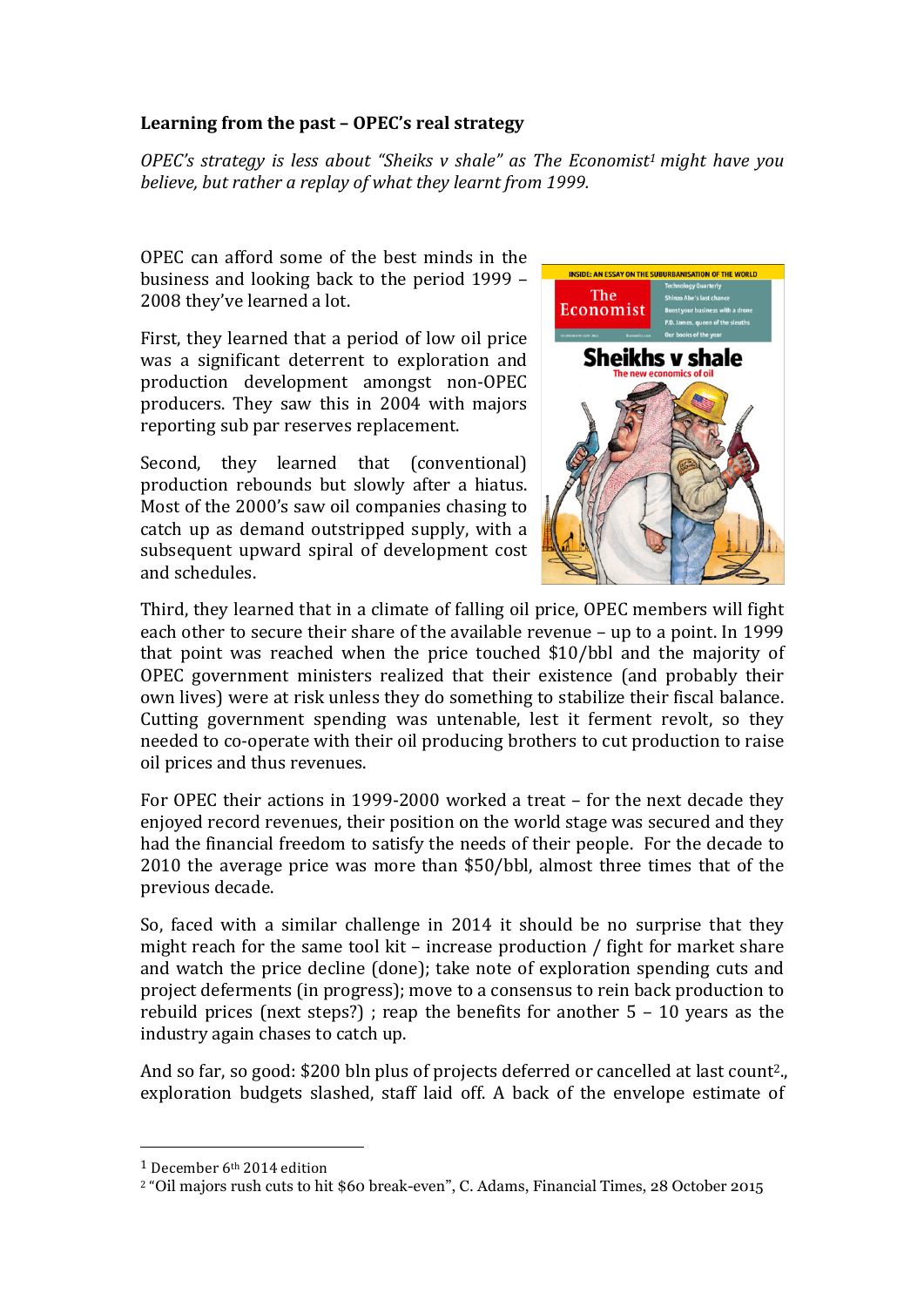**Learning from the past – OPEC's real strategy**

*OPEC's strategy is less about "Sheiks v shale" as The Economist[1] might have you believe, but rather a replay of what they learnt from 1999.*

OPEC can afford some of the best minds in the business and looking back to the period 1999 – 2008 they've learned a lot.

First, they learned that a period of low oil price was a significant deterrent to exploration and production development amongst non-OPEC producers. They saw this in 2004 with majors reporting sub par reserves replacement.

Second, they learned that (conventional) production rebounds but slowly after a hiatus. Most of the 2000's saw oil companies chasing to catch up as demand outstripped supply, with a subsequent upward spiral of development cost and schedules.

Third, they learned that in a climate of falling oil price, OPEC members will fight each other to secure their share of the available revenue – up to a point. In 1999 that point was reached when the price touched $10/bbl and the majority of OPEC government ministers realized that their existence (and probably their own lives) were at risk unless they do something to stabilize their fiscal balance. Cutting government spending was untenable, lest it ferment revolt, so they needed to co-operate with their oil producing brothers to cut production to raise oil prices and thus revenues.

For OPEC their actions in 1999-2000 worked a treat – for the next decade they enjoyed record revenues, their position on the world stage was secured and they had the financial freedom to satisfy the needs of their people. For the decade to 2010 the average price was more than $50/bbl, almost three times that of the previous decade.

So, faced with a similar challenge in 2014 it should be no surprise that they might reach for the same tool kit – increase production / fight for market share and watch the price decline (done); take note of exploration spending cuts and project deferments (in progress); move to a consensus to rein back production to rebuild prices (next steps?) ; reap the benefits for another 5 – 10 years as the industry again chases to catch up.

And so far, so good: $200 bln plus of projects deferred or cancelled at last count[2]., exploration budgets slashed, staff laid off. A back of the envelope estimate of

---

[1] December 6th 2014 edition

[2] "Oil majors rush cuts to hit $60 break-even", C. Adams, Financial Times, 28 October 2015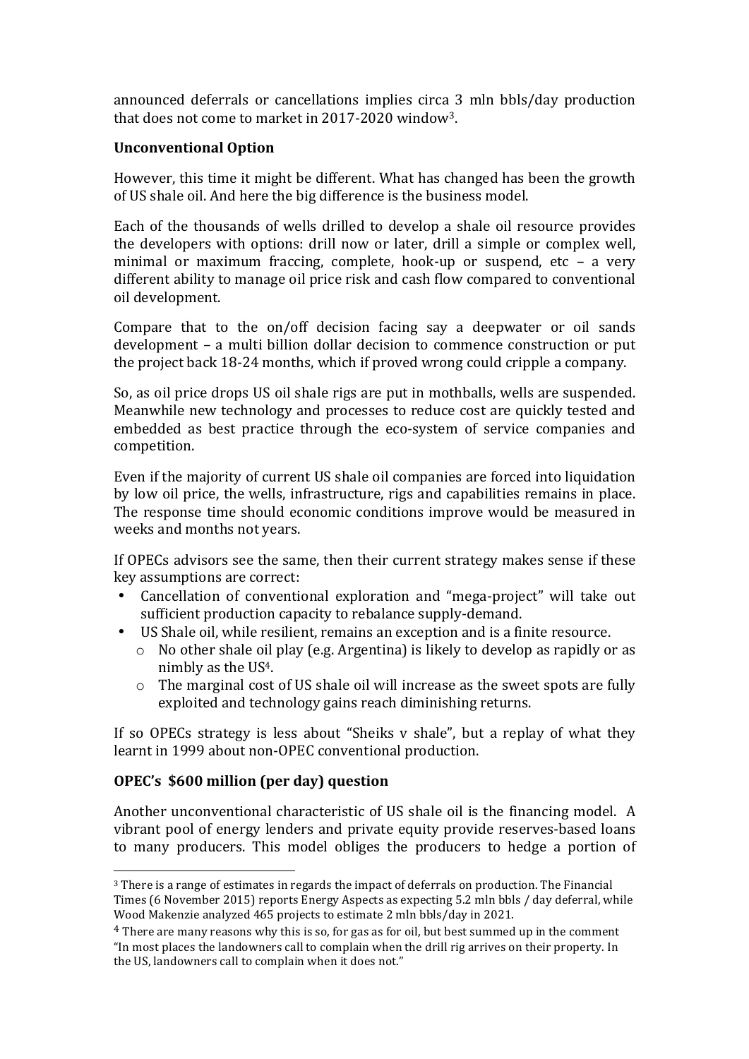announced deferrals or cancellations implies circa 3 mln bbls/day production that does not come to market in 2017-2020 window[3].

**Unconventional Option**

However, this time it might be different. What has changed has been the growth of US shale oil. And here the big difference is the business model.

Each of the thousands of wells drilled to develop a shale oil resource provides the developers with options: drill now or later, drill a simple or complex well, minimal or maximum fraccing, complete, hook-up or suspend, etc – a very different ability to manage oil price risk and cash flow compared to conventional oil development.

Compare that to the on/off decision facing say a deepwater or oil sands development – a multi billion dollar decision to commence construction or put the project back 18-24 months, which if proved wrong could cripple a company.

So, as oil price drops US oil shale rigs are put in mothballs, wells are suspended. Meanwhile new technology and processes to reduce cost are quickly tested and embedded as best practice through the eco-system of service companies and competition.

Even if the majority of current US shale oil companies are forced into liquidation by low oil price, the wells, infrastructure, rigs and capabilities remains in place. The response time should economic conditions improve would be measured in weeks and months not years.

If OPECs advisors see the same, then their current strategy makes sense if these key assumptions are correct:

- Cancellation of conventional exploration and "mega-project" will take out sufficient production capacity to rebalance supply-demand.
- US Shale oil, while resilient, remains an exception and is a finite resource.
  - No other shale oil play (e.g. Argentina) is likely to develop as rapidly or as nimbly as the US[4].
  - The marginal cost of US shale oil will increase as the sweet spots are fully exploited and technology gains reach diminishing returns.

If so OPECs strategy is less about "Sheiks v shale", but a replay of what they learnt in 1999 about non-OPEC conventional production.

**OPEC's $600 million (per day) question**

Another unconventional characteristic of US shale oil is the financing model. A vibrant pool of energy lenders and private equity provide reserves-based loans to many producers. This model obliges the producers to hedge a portion of

---

[3] There is a range of estimates in regards the impact of deferrals on production. The Financial Times (6 November 2015) reports Energy Aspects as expecting 5.2 mln bbls / day deferral, while Wood Makenzie analyzed 465 projects to estimate 2 mln bbls/day in 2021.

[4] There are many reasons why this is so, for gas as for oil, but best summed up in the comment "In most places the landowners call to complain when the drill rig arrives on their property. In the US, landowners call to complain when it does not."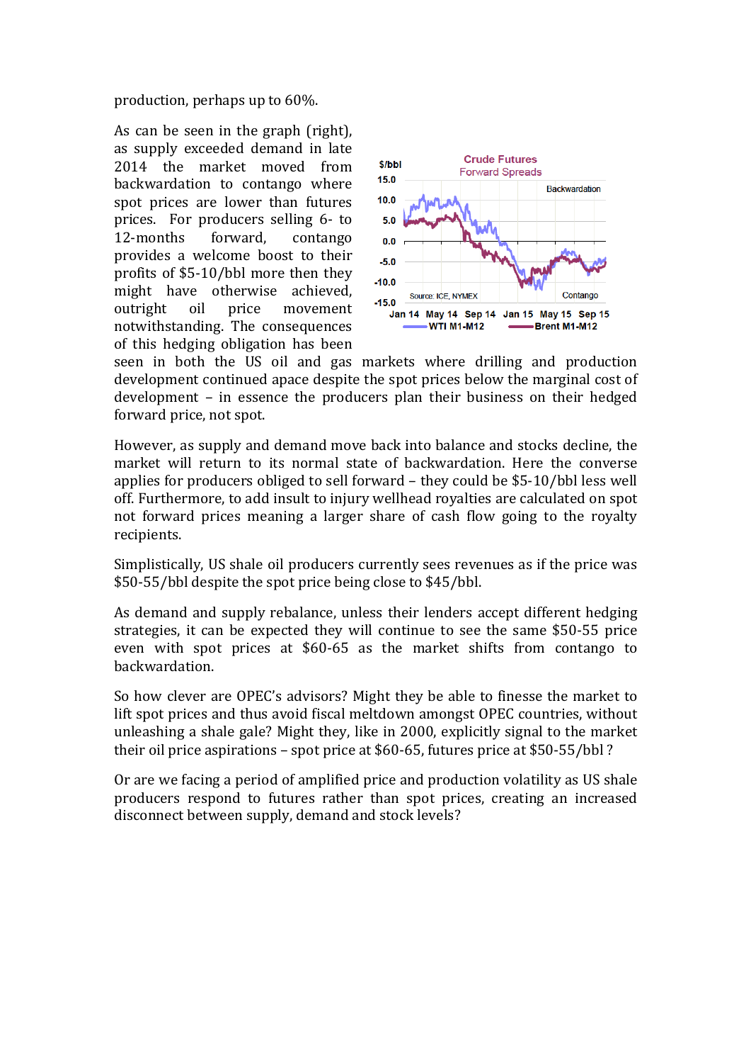production, perhaps up to 60%.

As can be seen in the graph (right), as supply exceeded demand in late 2014 the market moved from backwardation to contango where spot prices are lower than futures prices. For producers selling 6- to 12-months forward, contango provides a welcome boost to their profits of \$5-10/bbl more then they might have otherwise achieved, outright oil price movement notwithstanding. The consequences of this hedging obligation has been seen in both the US oil and gas markets where drilling and production development continued apace despite the spot prices below the marginal cost of development – in essence the producers plan their business on their hedged forward price, not spot.

However, as supply and demand move back into balance and stocks decline, the market will return to its normal state of backwardation. Here the converse applies for producers obliged to sell forward – they could be \$5-10/bbl less well off. Furthermore, to add insult to injury wellhead royalties are calculated on spot not forward prices meaning a larger share of cash flow going to the royalty recipients.

Simplistically, US shale oil producers currently sees revenues as if the price was \$50-55/bbl despite the spot price being close to \$45/bbl.

As demand and supply rebalance, unless their lenders accept different hedging strategies, it can be expected they will continue to see the same \$50-55 price even with spot prices at \$60-65 as the market shifts from contango to backwardation.

So how clever are OPEC's advisors? Might they be able to finesse the market to lift spot prices and thus avoid fiscal meltdown amongst OPEC countries, without unleashing a shale gale? Might they, like in 2000, explicitly signal to the market their oil price aspirations – spot price at \$60-65, futures price at \$50-55/bbl ?

Or are we facing a period of amplified price and production volatility as US shale producers respond to futures rather than spot prices, creating an increased disconnect between supply, demand and stock levels?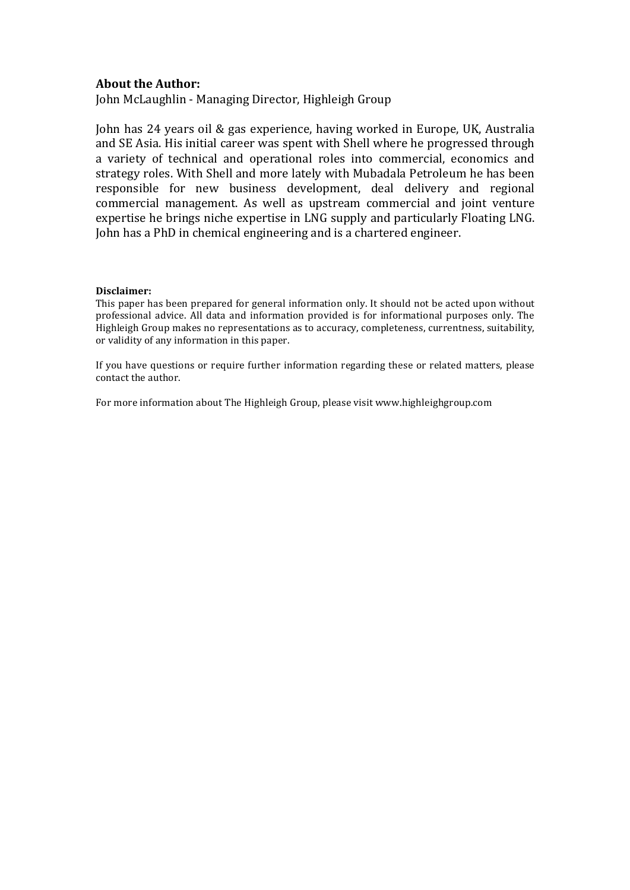**About the Author:**

John McLaughlin - Managing Director, Highleigh Group

John has 24 years oil & gas experience, having worked in Europe, UK, Australia and SE Asia. His initial career was spent with Shell where he progressed through a variety of technical and operational roles into commercial, economics and strategy roles. With Shell and more lately with Mubadala Petroleum he has been responsible for new business development, deal delivery and regional commercial management. As well as upstream commercial and joint venture expertise he brings niche expertise in LNG supply and particularly Floating LNG. John has a PhD in chemical engineering and is a chartered engineer.

**Disclaimer:**

This paper has been prepared for general information only. It should not be acted upon without professional advice. All data and information provided is for informational purposes only. The Highleigh Group makes no representations as to accuracy, completeness, currentness, suitability, or validity of any information in this paper.

If you have questions or require further information regarding these or related matters, please contact the author.

For more information about The Highleigh Group, please visit www.highleighgroup.com